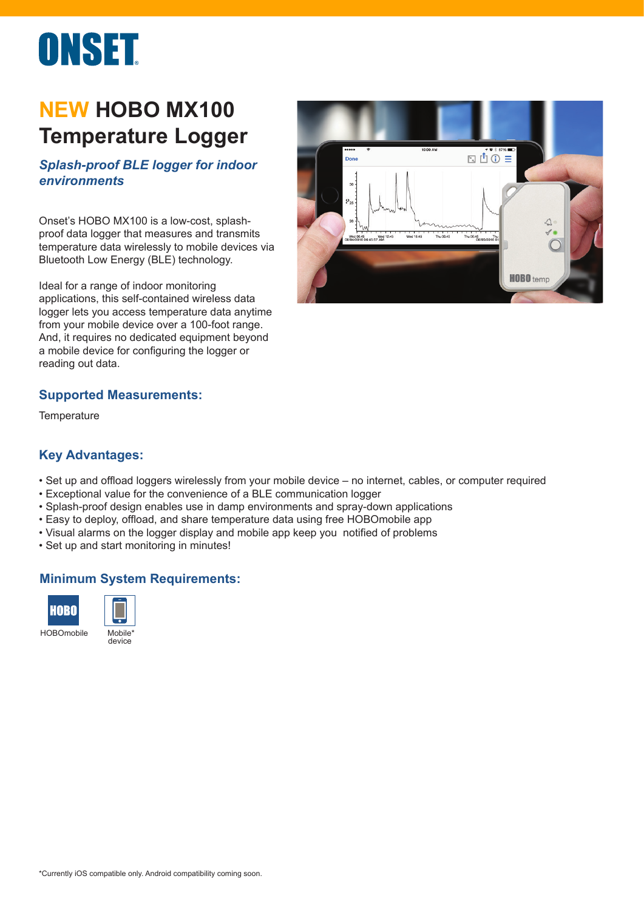# NEW HOBO MX100 Temperature Logger

***Splash-proof BLE logger for indoor environments***

Onset's HOBO MX100 is a low-cost, splash-proof data logger that measures and transmits temperature data wirelessly to mobile devices via Bluetooth Low Energy (BLE) technology.

Ideal for a range of indoor monitoring applications, this self-contained wireless data logger lets you access temperature data anytime from your mobile device over a 100-foot range. And, it requires no dedicated equipment beyond a mobile device for configuring the logger or reading out data.

## Supported Measurements:

Temperature

## Key Advantages:

- Set up and offload loggers wirelessly from your mobile device – no internet, cables, or computer required
- Exceptional value for the convenience of a BLE communication logger
- Splash-proof design enables use in damp environments and spray-down applications
- Easy to deploy, offload, and share temperature data using free HOBOmobile app
- Visual alarms on the logger display and mobile app keep you notified of problems
- Set up and start monitoring in minutes!

## Minimum System Requirements:

HOBOmobile

Mobile* device

*Currently iOS compatible only. Android compatibility coming soon.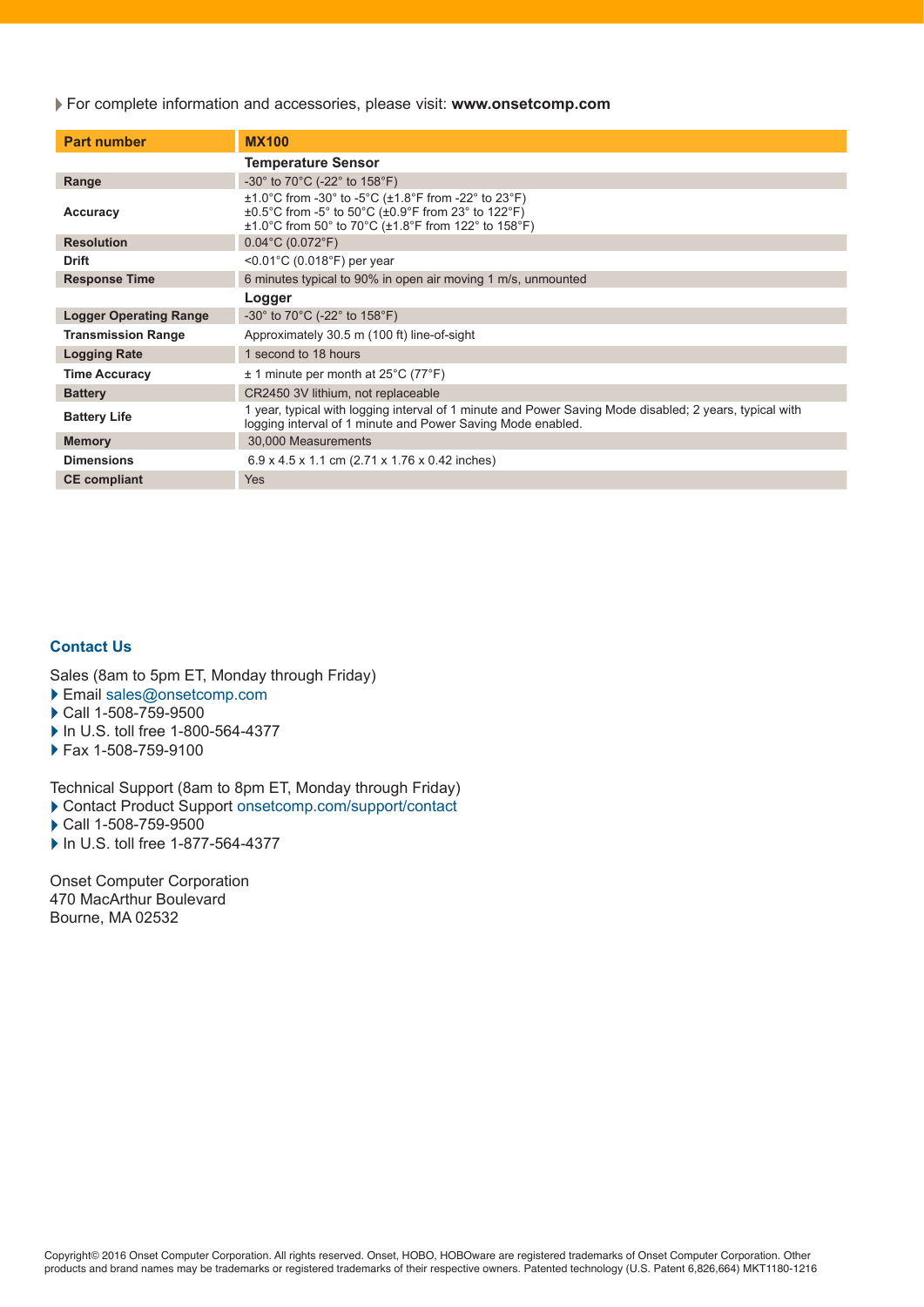For complete information and accessories, please visit: **www.onsetcomp.com**

| Part number | MX100 |
|---|---|
| | **Temperature Sensor** |
| **Range** | -30° to 70°C (-22° to 158°F) |
| **Accuracy** | ±1.0°C from -30° to -5°C (±1.8°F from -22° to 23°F)<br>±0.5°C from -5° to 50°C (±0.9°F from 23° to 122°F)<br>±1.0°C from 50° to 70°C (±1.8°F from 122° to 158°F) |
| **Resolution** | 0.04°C (0.072°F) |
| **Drift** | <0.01°C (0.018°F) per year |
| **Response Time** | 6 minutes typical to 90% in open air moving 1 m/s, unmounted |
| | **Logger** |
| **Logger Operating Range** | -30° to 70°C (-22° to 158°F) |
| **Transmission Range** | Approximately 30.5 m (100 ft) line-of-sight |
| **Logging Rate** | 1 second to 18 hours |
| **Time Accuracy** | ± 1 minute per month at 25°C (77°F) |
| **Battery** | CR2450 3V lithium, not replaceable |
| **Battery Life** | 1 year, typical with logging interval of 1 minute and Power Saving Mode disabled; 2 years, typical with logging interval of 1 minute and Power Saving Mode enabled. |
| **Memory** | 30,000 Measurements |
| **Dimensions** | 6.9 x 4.5 x 1.1 cm (2.71 x 1.76 x 0.42 inches) |
| **CE compliant** | Yes |

## Contact Us

Sales (8am to 5pm ET, Monday through Friday)

- Email sales@onsetcomp.com
- Call 1-508-759-9500
- In U.S. toll free 1-800-564-4377
- Fax 1-508-759-9100

Technical Support (8am to 8pm ET, Monday through Friday)

- Contact Product Support onsetcomp.com/support/contact
- Call 1-508-759-9500
- In U.S. toll free 1-877-564-4377

Onset Computer Corporation
470 MacArthur Boulevard
Bourne, MA 02532

Copyright© 2016 Onset Computer Corporation. All rights reserved. Onset, HOBO, HOBOware are registered trademarks of Onset Computer Corporation. Other products and brand names may be trademarks or registered trademarks of their respective owners. Patented technology (U.S. Patent 6,826,664) MKT1180-1216